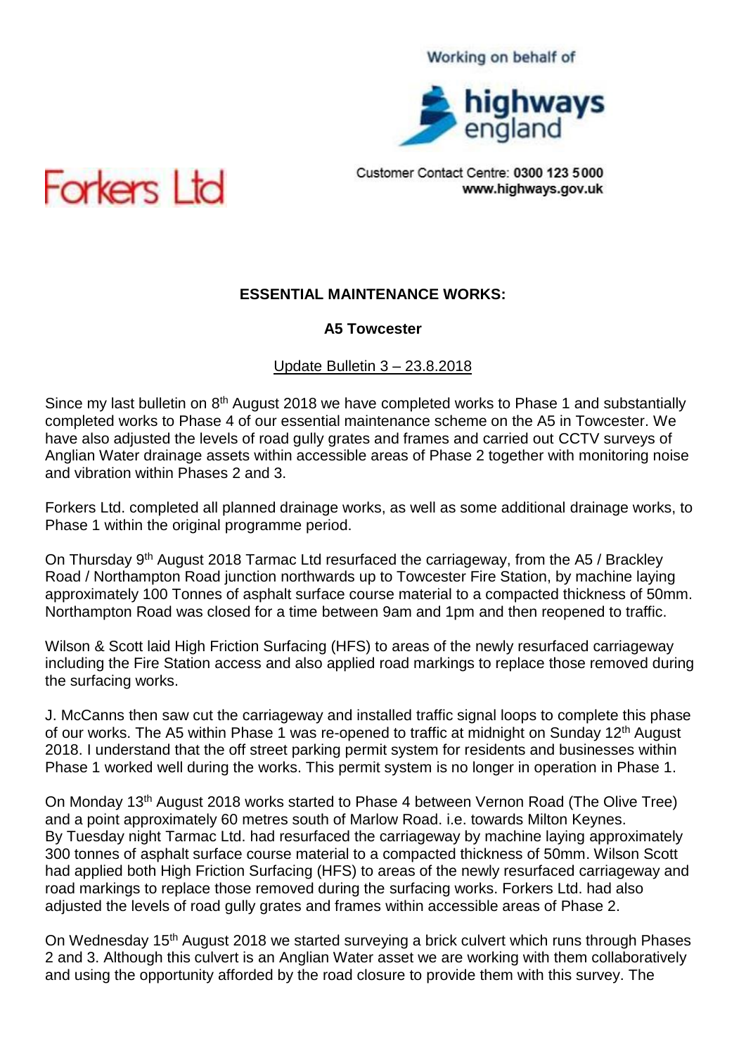Working on behalf of

highways england

Customer Contact Centre: **0300 123 5000**
**www.highways.gov.uk**

Forkers Ltd

**ESSENTIAL MAINTENANCE WORKS:**

**A5 Towcester**

Update Bulletin 3 – 23.8.2018

Since my last bulletin on 8th August 2018 we have completed works to Phase 1 and substantially completed works to Phase 4 of our essential maintenance scheme on the A5 in Towcester. We have also adjusted the levels of road gully grates and frames and carried out CCTV surveys of Anglian Water drainage assets within accessible areas of Phase 2 together with monitoring noise and vibration within Phases 2 and 3.

Forkers Ltd. completed all planned drainage works, as well as some additional drainage works, to Phase 1 within the original programme period.

On Thursday 9th August 2018 Tarmac Ltd resurfaced the carriageway, from the A5 / Brackley Road / Northampton Road junction northwards up to Towcester Fire Station, by machine laying approximately 100 Tonnes of asphalt surface course material to a compacted thickness of 50mm. Northampton Road was closed for a time between 9am and 1pm and then reopened to traffic.

Wilson & Scott laid High Friction Surfacing (HFS) to areas of the newly resurfaced carriageway including the Fire Station access and also applied road markings to replace those removed during the surfacing works.

J. McCanns then saw cut the carriageway and installed traffic signal loops to complete this phase of our works. The A5 within Phase 1 was re-opened to traffic at midnight on Sunday 12th August 2018. I understand that the off street parking permit system for residents and businesses within Phase 1 worked well during the works. This permit system is no longer in operation in Phase 1.

On Monday 13th August 2018 works started to Phase 4 between Vernon Road (The Olive Tree) and a point approximately 60 metres south of Marlow Road. i.e. towards Milton Keynes. By Tuesday night Tarmac Ltd. had resurfaced the carriageway by machine laying approximately 300 tonnes of asphalt surface course material to a compacted thickness of 50mm. Wilson Scott had applied both High Friction Surfacing (HFS) to areas of the newly resurfaced carriageway and road markings to replace those removed during the surfacing works. Forkers Ltd. had also adjusted the levels of road gully grates and frames within accessible areas of Phase 2.

On Wednesday 15th August 2018 we started surveying a brick culvert which runs through Phases 2 and 3. Although this culvert is an Anglian Water asset we are working with them collaboratively and using the opportunity afforded by the road closure to provide them with this survey. The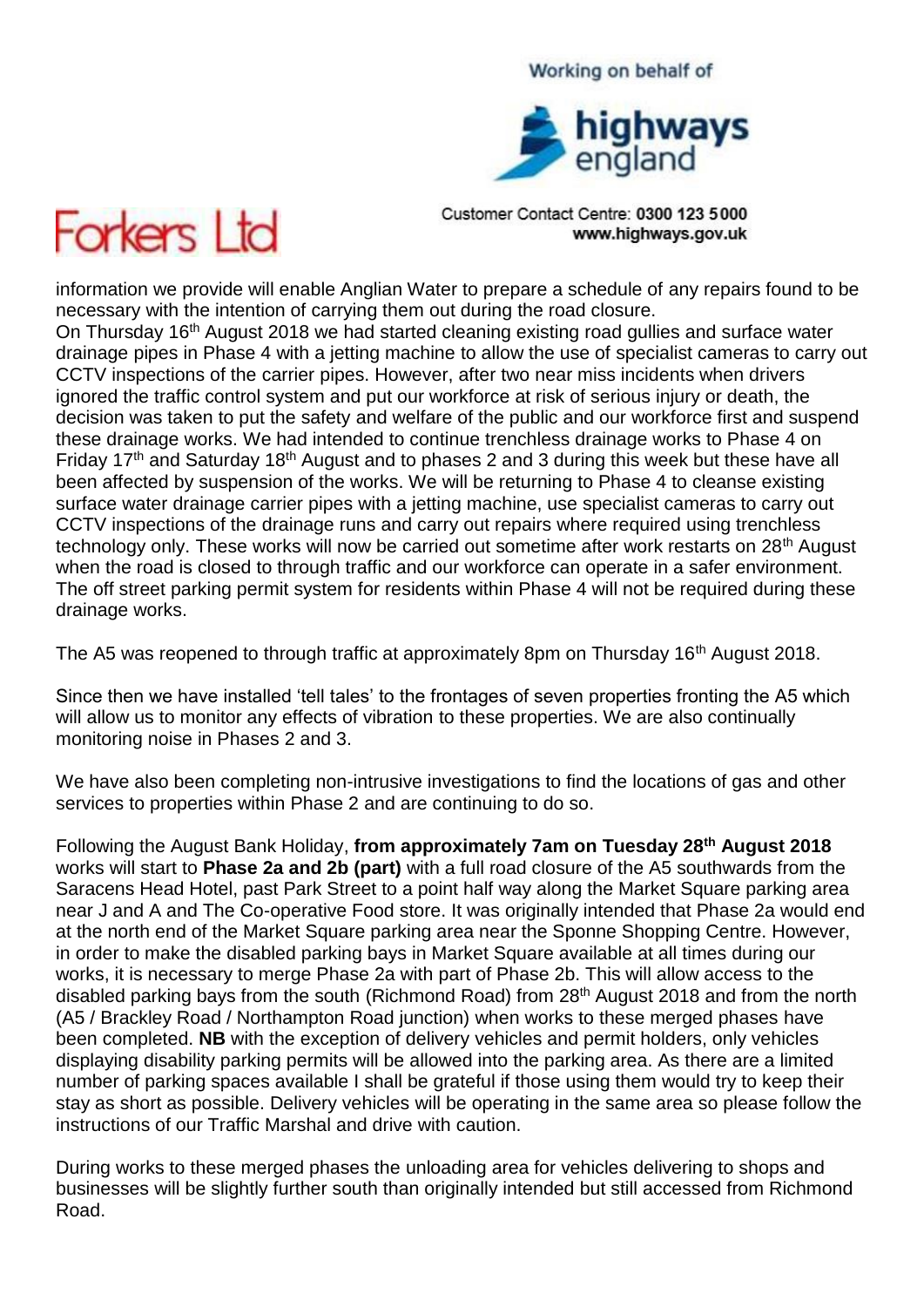information we provide will enable Anglian Water to prepare a schedule of any repairs found to be necessary with the intention of carrying them out during the road closure.
On Thursday 16th August 2018 we had started cleaning existing road gullies and surface water drainage pipes in Phase 4 with a jetting machine to allow the use of specialist cameras to carry out CCTV inspections of the carrier pipes. However, after two near miss incidents when drivers ignored the traffic control system and put our workforce at risk of serious injury or death, the decision was taken to put the safety and welfare of the public and our workforce first and suspend these drainage works. We had intended to continue trenchless drainage works to Phase 4 on Friday 17th and Saturday 18th August and to phases 2 and 3 during this week but these have all been affected by suspension of the works. We will be returning to Phase 4 to cleanse existing surface water drainage carrier pipes with a jetting machine, use specialist cameras to carry out CCTV inspections of the drainage runs and carry out repairs where required using trenchless technology only. These works will now be carried out sometime after work restarts on 28th August when the road is closed to through traffic and our workforce can operate in a safer environment. The off street parking permit system for residents within Phase 4 will not be required during these drainage works.

The A5 was reopened to through traffic at approximately 8pm on Thursday 16th August 2018.

Since then we have installed 'tell tales' to the frontages of seven properties fronting the A5 which will allow us to monitor any effects of vibration to these properties. We are also continually monitoring noise in Phases 2 and 3.

We have also been completing non-intrusive investigations to find the locations of gas and other services to properties within Phase 2 and are continuing to do so.

Following the August Bank Holiday, **from approximately 7am on Tuesday 28th August 2018** works will start to **Phase 2a and 2b (part)** with a full road closure of the A5 southwards from the Saracens Head Hotel, past Park Street to a point half way along the Market Square parking area near J and A and The Co-operative Food store. It was originally intended that Phase 2a would end at the north end of the Market Square parking area near the Sponne Shopping Centre. However, in order to make the disabled parking bays in Market Square available at all times during our works, it is necessary to merge Phase 2a with part of Phase 2b. This will allow access to the disabled parking bays from the south (Richmond Road) from 28th August 2018 and from the north (A5 / Brackley Road / Northampton Road junction) when works to these merged phases have been completed. **NB** with the exception of delivery vehicles and permit holders, only vehicles displaying disability parking permits will be allowed into the parking area. As there are a limited number of parking spaces available I shall be grateful if those using them would try to keep their stay as short as possible. Delivery vehicles will be operating in the same area so please follow the instructions of our Traffic Marshal and drive with caution.

During works to these merged phases the unloading area for vehicles delivering to shops and businesses will be slightly further south than originally intended but still accessed from Richmond Road.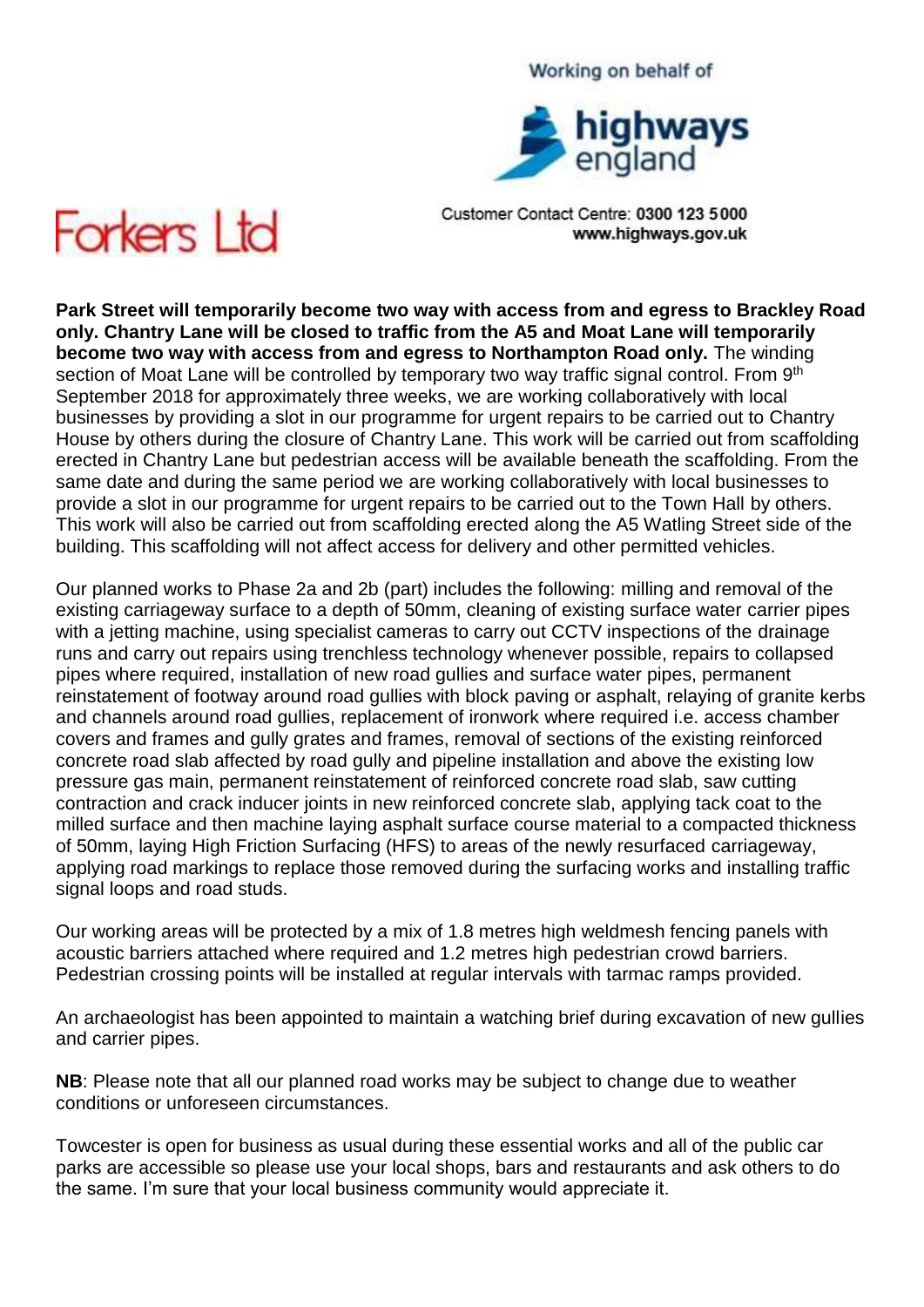Working on behalf of

highways england

Forkers Ltd

Customer Contact Centre: **0300 123 5000**
**www.highways.gov.uk**

**Park Street will temporarily become two way with access from and egress to Brackley Road only. Chantry Lane will be closed to traffic from the A5 and Moat Lane will temporarily become two way with access from and egress to Northampton Road only.** The winding section of Moat Lane will be controlled by temporary two way traffic signal control. From 9th September 2018 for approximately three weeks, we are working collaboratively with local businesses by providing a slot in our programme for urgent repairs to be carried out to Chantry House by others during the closure of Chantry Lane. This work will be carried out from scaffolding erected in Chantry Lane but pedestrian access will be available beneath the scaffolding. From the same date and during the same period we are working collaboratively with local businesses to provide a slot in our programme for urgent repairs to be carried out to the Town Hall by others. This work will also be carried out from scaffolding erected along the A5 Watling Street side of the building. This scaffolding will not affect access for delivery and other permitted vehicles.

Our planned works to Phase 2a and 2b (part) includes the following: milling and removal of the existing carriageway surface to a depth of 50mm, cleaning of existing surface water carrier pipes with a jetting machine, using specialist cameras to carry out CCTV inspections of the drainage runs and carry out repairs using trenchless technology whenever possible, repairs to collapsed pipes where required, installation of new road gullies and surface water pipes, permanent reinstatement of footway around road gullies with block paving or asphalt, relaying of granite kerbs and channels around road gullies, replacement of ironwork where required i.e. access chamber covers and frames and gully grates and frames, removal of sections of the existing reinforced concrete road slab affected by road gully and pipeline installation and above the existing low pressure gas main, permanent reinstatement of reinforced concrete road slab, saw cutting contraction and crack inducer joints in new reinforced concrete slab, applying tack coat to the milled surface and then machine laying asphalt surface course material to a compacted thickness of 50mm, laying High Friction Surfacing (HFS) to areas of the newly resurfaced carriageway, applying road markings to replace those removed during the surfacing works and installing traffic signal loops and road studs.

Our working areas will be protected by a mix of 1.8 metres high weldmesh fencing panels with acoustic barriers attached where required and 1.2 metres high pedestrian crowd barriers. Pedestrian crossing points will be installed at regular intervals with tarmac ramps provided.

An archaeologist has been appointed to maintain a watching brief during excavation of new gullies and carrier pipes.

**NB**: Please note that all our planned road works may be subject to change due to weather conditions or unforeseen circumstances.

Towcester is open for business as usual during these essential works and all of the public car parks are accessible so please use your local shops, bars and restaurants and ask others to do the same. I'm sure that your local business community would appreciate it.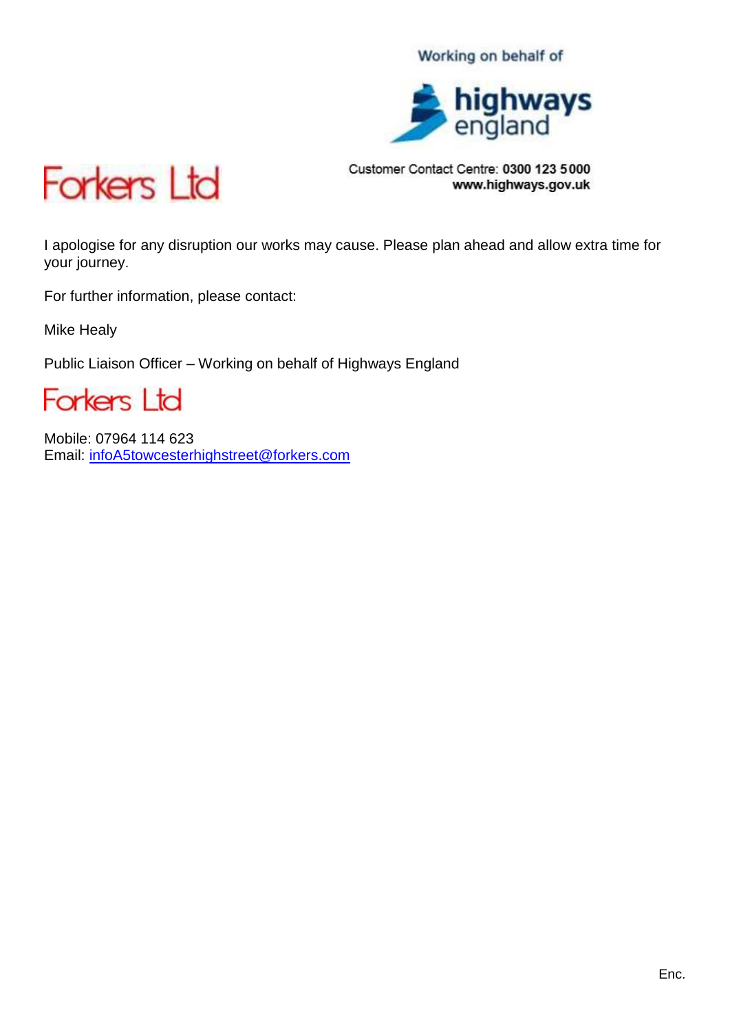Working on behalf of

highways england

Forkers Ltd

Customer Contact Centre: **0300 123 5000**
**www.highways.gov.uk**

I apologise for any disruption our works may cause. Please plan ahead and allow extra time for your journey.

For further information, please contact:

Mike Healy

Public Liaison Officer – Working on behalf of Highways England

Forkers Ltd

Mobile: 07964 114 623
Email: infoA5towcesterhighstreet@forkers.com

Enc.